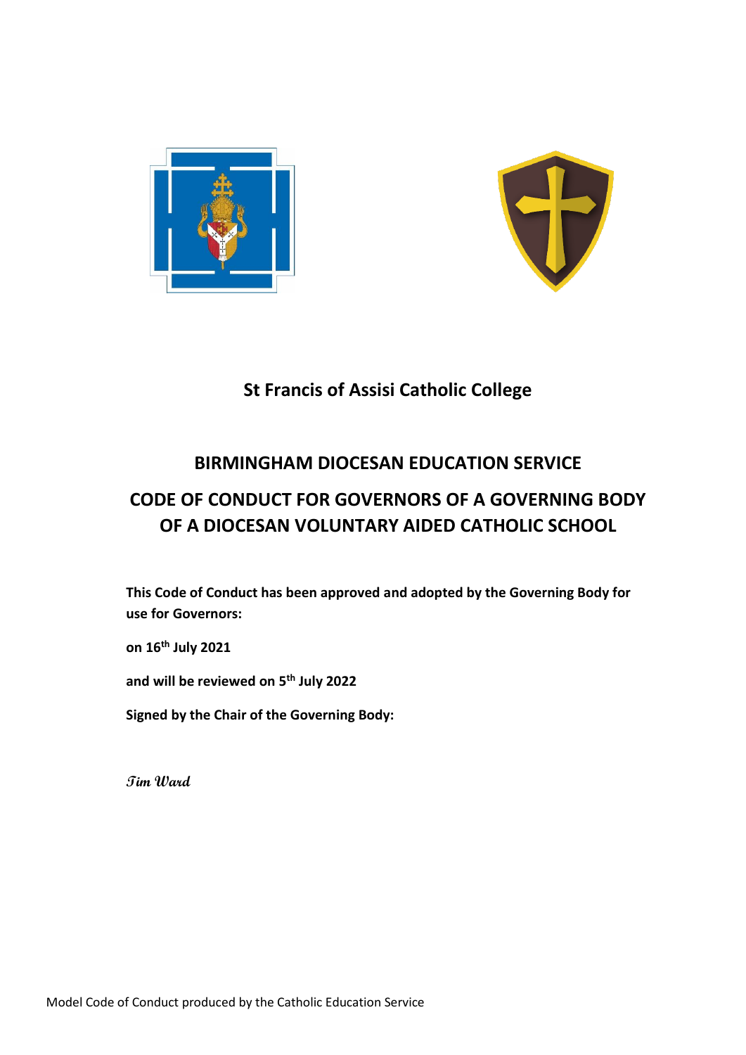# St Francis of Assisi Catholic College

## BIRMINGHAM DIOCESAN EDUCATION SERVICE

## CODE OF CONDUCT FOR GOVERNORS OF A GOVERNING BODY OF A DIOCESAN VOLUNTARY AIDED CATHOLIC SCHOOL

**This Code of Conduct has been approved and adopted by the Governing Body for use for Governors:**

**on 16th July 2021**

**and will be reviewed on 5th July 2022**

**Signed by the Chair of the Governing Body:**

*Tim Ward*

Model Code of Conduct produced by the Catholic Education Service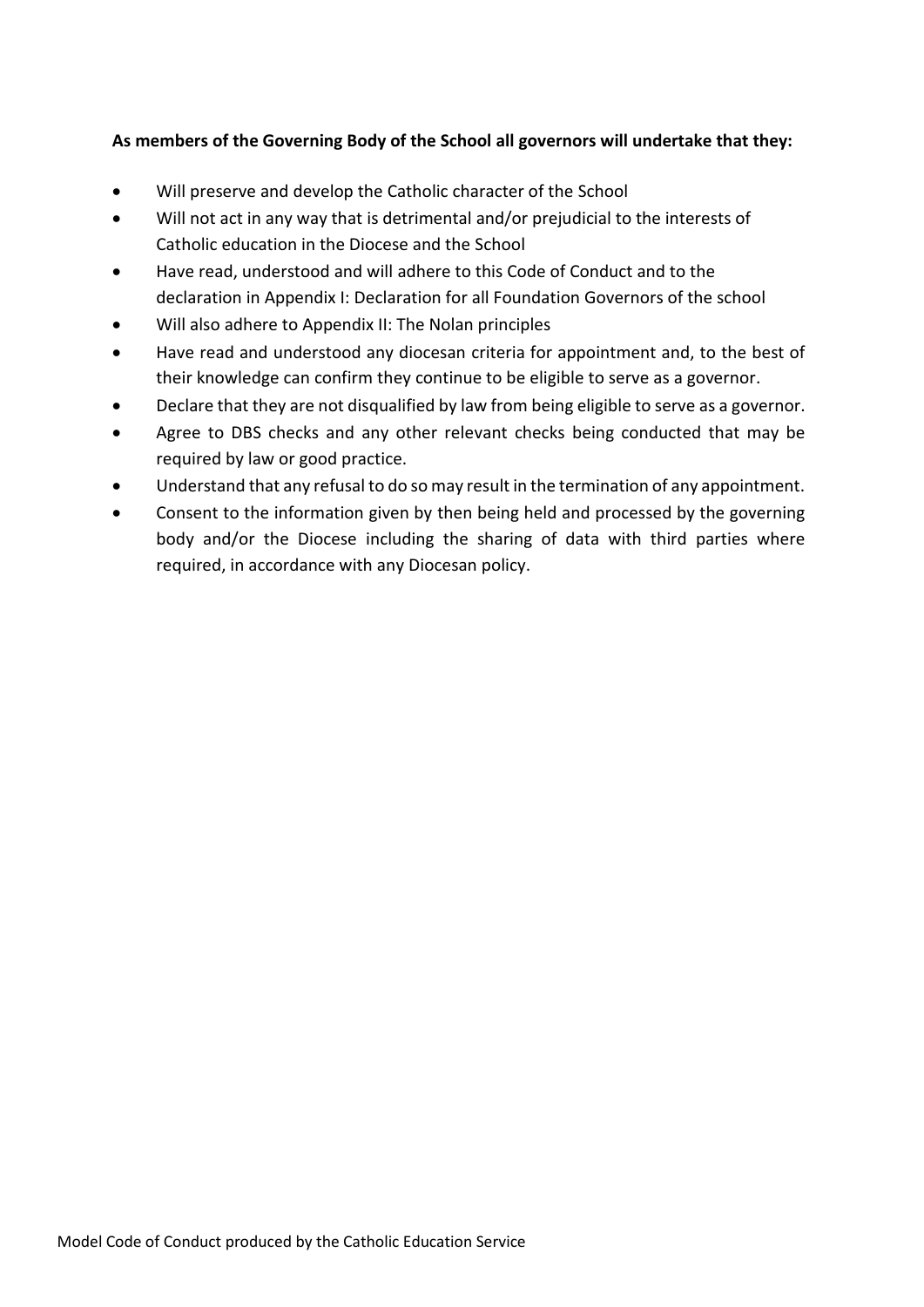**As members of the Governing Body of the School all governors will undertake that they:**

- Will preserve and develop the Catholic character of the School
- Will not act in any way that is detrimental and/or prejudicial to the interests of Catholic education in the Diocese and the School
- Have read, understood and will adhere to this Code of Conduct and to the declaration in Appendix I: Declaration for all Foundation Governors of the school
- Will also adhere to Appendix II: The Nolan principles
- Have read and understood any diocesan criteria for appointment and, to the best of their knowledge can confirm they continue to be eligible to serve as a governor.
- Declare that they are not disqualified by law from being eligible to serve as a governor.
- Agree to DBS checks and any other relevant checks being conducted that may be required by law or good practice.
- Understand that any refusal to do so may result in the termination of any appointment.
- Consent to the information given by then being held and processed by the governing body and/or the Diocese including the sharing of data with third parties where required, in accordance with any Diocesan policy.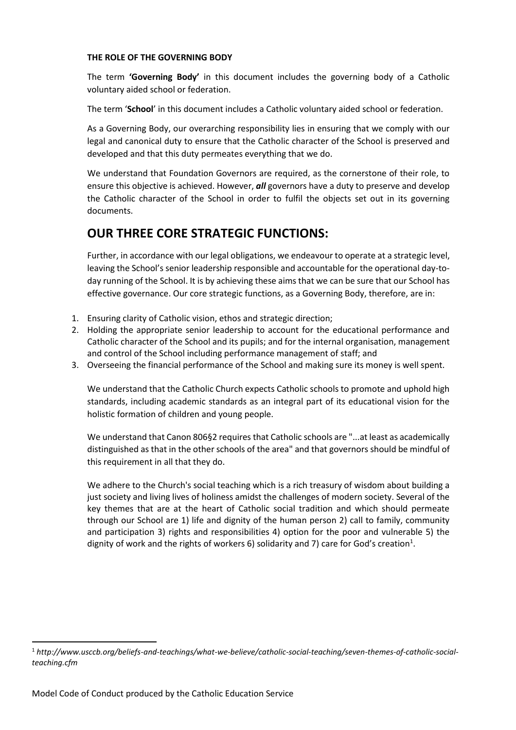**THE ROLE OF THE GOVERNING BODY**

The term **'Governing Body'** in this document includes the governing body of a Catholic voluntary aided school or federation.

The term '**School**' in this document includes a Catholic voluntary aided school or federation.

As a Governing Body, our overarching responsibility lies in ensuring that we comply with our legal and canonical duty to ensure that the Catholic character of the School is preserved and developed and that this duty permeates everything that we do.

We understand that Foundation Governors are required, as the cornerstone of their role, to ensure this objective is achieved. However, ***all*** governors have a duty to preserve and develop the Catholic character of the School in order to fulfil the objects set out in its governing documents.

## OUR THREE CORE STRATEGIC FUNCTIONS:

Further, in accordance with our legal obligations, we endeavour to operate at a strategic level, leaving the School's senior leadership responsible and accountable for the operational day-to-day running of the School. It is by achieving these aims that we can be sure that our School has effective governance. Our core strategic functions, as a Governing Body, therefore, are in:

1. Ensuring clarity of Catholic vision, ethos and strategic direction;
2. Holding the appropriate senior leadership to account for the educational performance and Catholic character of the School and its pupils; and for the internal organisation, management and control of the School including performance management of staff; and
3. Overseeing the financial performance of the School and making sure its money is well spent.

We understand that the Catholic Church expects Catholic schools to promote and uphold high standards, including academic standards as an integral part of its educational vision for the holistic formation of children and young people.

We understand that Canon 806§2 requires that Catholic schools are "...at least as academically distinguished as that in the other schools of the area" and that governors should be mindful of this requirement in all that they do.

We adhere to the Church's social teaching which is a rich treasury of wisdom about building a just society and living lives of holiness amidst the challenges of modern society. Several of the key themes that are at the heart of Catholic social tradition and which should permeate through our School are 1) life and dignity of the human person 2) call to family, community and participation 3) rights and responsibilities 4) option for the poor and vulnerable 5) the dignity of work and the rights of workers 6) solidarity and 7) care for God's creation[1].

[1] *http://www.usccb.org/beliefs-and-teachings/what-we-believe/catholic-social-teaching/seven-themes-of-catholic-social-teaching.cfm*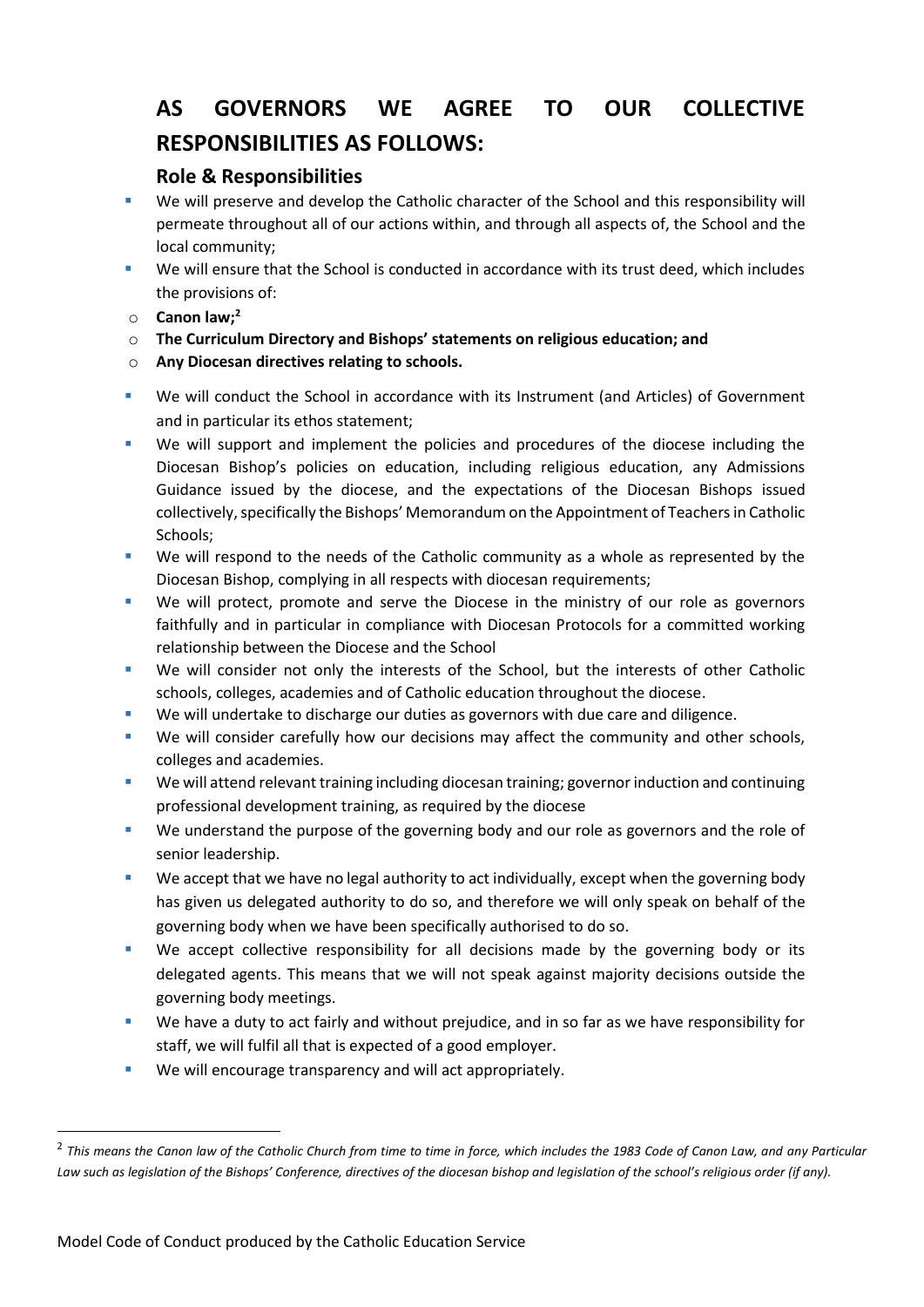# AS GOVERNORS WE AGREE TO OUR COLLECTIVE RESPONSIBILITIES AS FOLLOWS:

## Role & Responsibilities

- We will preserve and develop the Catholic character of the School and this responsibility will permeate throughout all of our actions within, and through all aspects of, the School and the local community;
- We will ensure that the School is conducted in accordance with its trust deed, which includes the provisions of:
  - **Canon law;**[2]
  - **The Curriculum Directory and Bishops' statements on religious education; and**
  - **Any Diocesan directives relating to schools.**
- We will conduct the School in accordance with its Instrument (and Articles) of Government and in particular its ethos statement;
- We will support and implement the policies and procedures of the diocese including the Diocesan Bishop's policies on education, including religious education, any Admissions Guidance issued by the diocese, and the expectations of the Diocesan Bishops issued collectively, specifically the Bishops' Memorandum on the Appointment of Teachers in Catholic Schools;
- We will respond to the needs of the Catholic community as a whole as represented by the Diocesan Bishop, complying in all respects with diocesan requirements;
- We will protect, promote and serve the Diocese in the ministry of our role as governors faithfully and in particular in compliance with Diocesan Protocols for a committed working relationship between the Diocese and the School
- We will consider not only the interests of the School, but the interests of other Catholic schools, colleges, academies and of Catholic education throughout the diocese.
- We will undertake to discharge our duties as governors with due care and diligence.
- We will consider carefully how our decisions may affect the community and other schools, colleges and academies.
- We will attend relevant training including diocesan training; governor induction and continuing professional development training, as required by the diocese
- We understand the purpose of the governing body and our role as governors and the role of senior leadership.
- We accept that we have no legal authority to act individually, except when the governing body has given us delegated authority to do so, and therefore we will only speak on behalf of the governing body when we have been specifically authorised to do so.
- We accept collective responsibility for all decisions made by the governing body or its delegated agents. This means that we will not speak against majority decisions outside the governing body meetings.
- We have a duty to act fairly and without prejudice, and in so far as we have responsibility for staff, we will fulfil all that is expected of a good employer.
- We will encourage transparency and will act appropriately.

---

[2] *This means the Canon law of the Catholic Church from time to time in force, which includes the 1983 Code of Canon Law, and any Particular Law such as legislation of the Bishops' Conference, directives of the diocesan bishop and legislation of the school's religious order (if any).*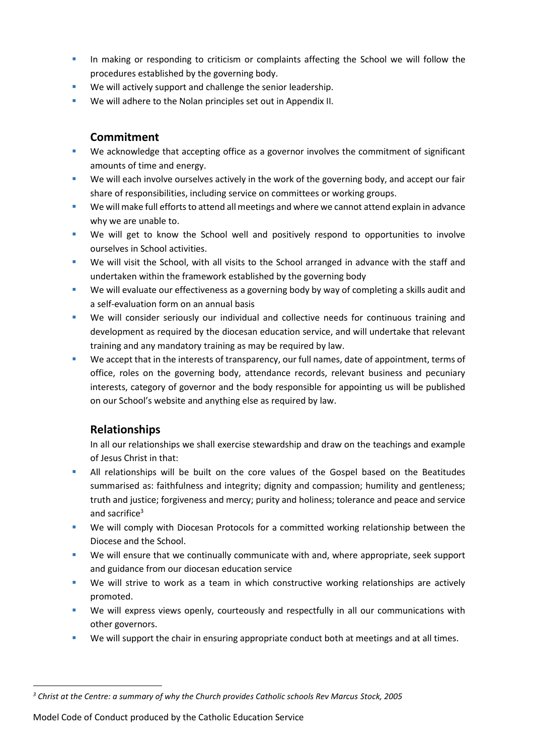- In making or responding to criticism or complaints affecting the School we will follow the procedures established by the governing body.
- We will actively support and challenge the senior leadership.
- We will adhere to the Nolan principles set out in Appendix II.

## Commitment

- We acknowledge that accepting office as a governor involves the commitment of significant amounts of time and energy.
- We will each involve ourselves actively in the work of the governing body, and accept our fair share of responsibilities, including service on committees or working groups.
- We will make full efforts to attend all meetings and where we cannot attend explain in advance why we are unable to.
- We will get to know the School well and positively respond to opportunities to involve ourselves in School activities.
- We will visit the School, with all visits to the School arranged in advance with the staff and undertaken within the framework established by the governing body
- We will evaluate our effectiveness as a governing body by way of completing a skills audit and a self-evaluation form on an annual basis
- We will consider seriously our individual and collective needs for continuous training and development as required by the diocesan education service, and will undertake that relevant training and any mandatory training as may be required by law.
- We accept that in the interests of transparency, our full names, date of appointment, terms of office, roles on the governing body, attendance records, relevant business and pecuniary interests, category of governor and the body responsible for appointing us will be published on our School's website and anything else as required by law.

## Relationships

In all our relationships we shall exercise stewardship and draw on the teachings and example of Jesus Christ in that:

- All relationships will be built on the core values of the Gospel based on the Beatitudes summarised as: faithfulness and integrity; dignity and compassion; humility and gentleness; truth and justice; forgiveness and mercy; purity and holiness; tolerance and peace and service and sacrifice[3]
- We will comply with Diocesan Protocols for a committed working relationship between the Diocese and the School.
- We will ensure that we continually communicate with and, where appropriate, seek support and guidance from our diocesan education service
- We will strive to work as a team in which constructive working relationships are actively promoted.
- We will express views openly, courteously and respectfully in all our communications with other governors.
- We will support the chair in ensuring appropriate conduct both at meetings and at all times.

[3] *Christ at the Centre: a summary of why the Church provides Catholic schools Rev Marcus Stock, 2005*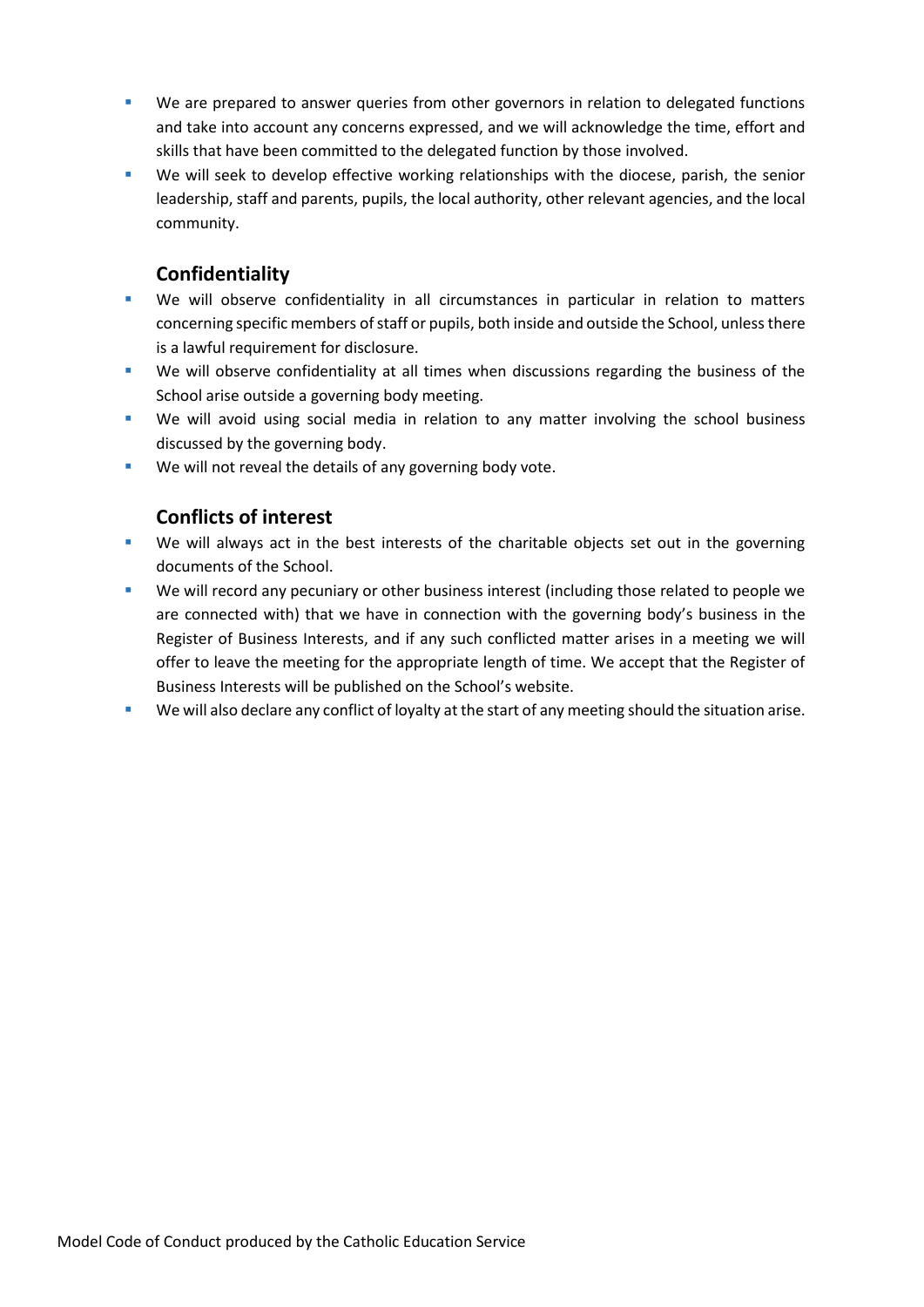- We are prepared to answer queries from other governors in relation to delegated functions and take into account any concerns expressed, and we will acknowledge the time, effort and skills that have been committed to the delegated function by those involved.
- We will seek to develop effective working relationships with the diocese, parish, the senior leadership, staff and parents, pupils, the local authority, other relevant agencies, and the local community.

## Confidentiality

- We will observe confidentiality in all circumstances in particular in relation to matters concerning specific members of staff or pupils, both inside and outside the School, unless there is a lawful requirement for disclosure.
- We will observe confidentiality at all times when discussions regarding the business of the School arise outside a governing body meeting.
- We will avoid using social media in relation to any matter involving the school business discussed by the governing body.
- We will not reveal the details of any governing body vote.

## Conflicts of interest

- We will always act in the best interests of the charitable objects set out in the governing documents of the School.
- We will record any pecuniary or other business interest (including those related to people we are connected with) that we have in connection with the governing body's business in the Register of Business Interests, and if any such conflicted matter arises in a meeting we will offer to leave the meeting for the appropriate length of time. We accept that the Register of Business Interests will be published on the School's website.
- We will also declare any conflict of loyalty at the start of any meeting should the situation arise.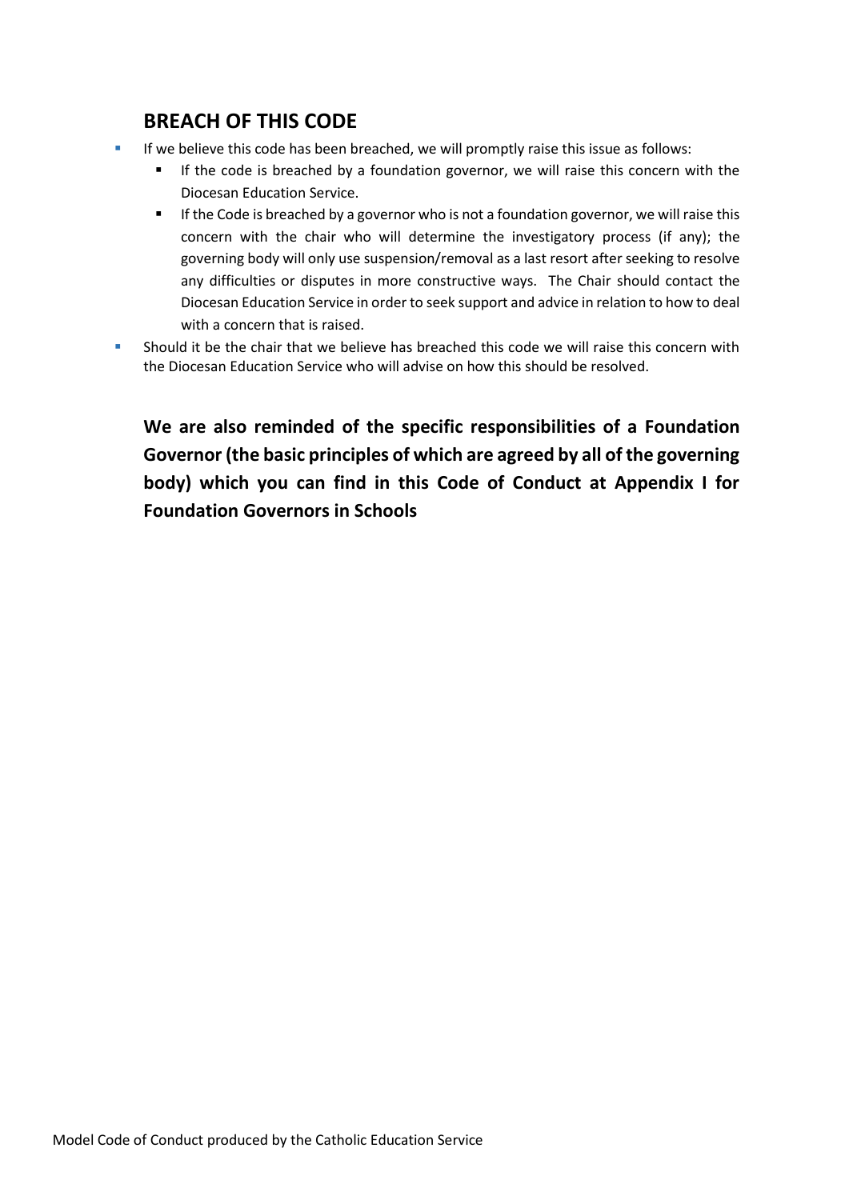## BREACH OF THIS CODE

- If we believe this code has been breached, we will promptly raise this issue as follows:
  - If the code is breached by a foundation governor, we will raise this concern with the Diocesan Education Service.
  - If the Code is breached by a governor who is not a foundation governor, we will raise this concern with the chair who will determine the investigatory process (if any); the governing body will only use suspension/removal as a last resort after seeking to resolve any difficulties or disputes in more constructive ways. The Chair should contact the Diocesan Education Service in order to seek support and advice in relation to how to deal with a concern that is raised.
- Should it be the chair that we believe has breached this code we will raise this concern with the Diocesan Education Service who will advise on how this should be resolved.

**We are also reminded of the specific responsibilities of a Foundation Governor (the basic principles of which are agreed by all of the governing body) which you can find in this Code of Conduct at Appendix I for Foundation Governors in Schools**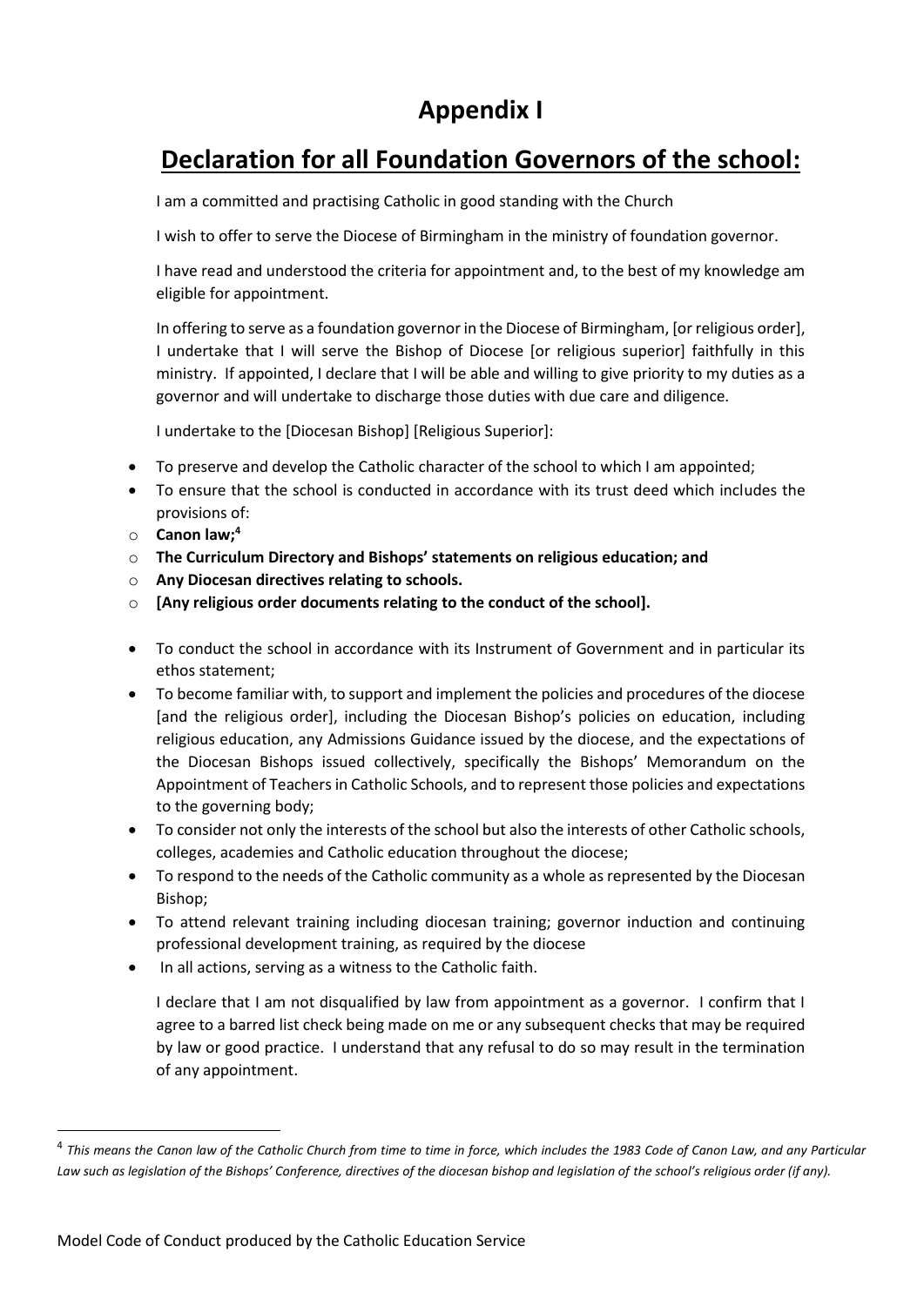# Appendix I

## Declaration for all Foundation Governors of the school:

I am a committed and practising Catholic in good standing with the Church

I wish to offer to serve the Diocese of Birmingham in the ministry of foundation governor.

I have read and understood the criteria for appointment and, to the best of my knowledge am eligible for appointment.

In offering to serve as a foundation governor in the Diocese of Birmingham, [or religious order], I undertake that I will serve the Bishop of Diocese [or religious superior] faithfully in this ministry. If appointed, I declare that I will be able and willing to give priority to my duties as a governor and will undertake to discharge those duties with due care and diligence.

I undertake to the [Diocesan Bishop] [Religious Superior]:

- To preserve and develop the Catholic character of the school to which I am appointed;
- To ensure that the school is conducted in accordance with its trust deed which includes the provisions of:
  - **Canon law;**[4]
  - **The Curriculum Directory and Bishops' statements on religious education; and**
  - **Any Diocesan directives relating to schools.**
  - **[Any religious order documents relating to the conduct of the school].**
- To conduct the school in accordance with its Instrument of Government and in particular its ethos statement;
- To become familiar with, to support and implement the policies and procedures of the diocese [and the religious order], including the Diocesan Bishop's policies on education, including religious education, any Admissions Guidance issued by the diocese, and the expectations of the Diocesan Bishops issued collectively, specifically the Bishops' Memorandum on the Appointment of Teachers in Catholic Schools, and to represent those policies and expectations to the governing body;
- To consider not only the interests of the school but also the interests of other Catholic schools, colleges, academies and Catholic education throughout the diocese;
- To respond to the needs of the Catholic community as a whole as represented by the Diocesan Bishop;
- To attend relevant training including diocesan training; governor induction and continuing professional development training, as required by the diocese
- In all actions, serving as a witness to the Catholic faith.

I declare that I am not disqualified by law from appointment as a governor. I confirm that I agree to a barred list check being made on me or any subsequent checks that may be required by law or good practice. I understand that any refusal to do so may result in the termination of any appointment.

---

[4] *This means the Canon law of the Catholic Church from time to time in force, which includes the 1983 Code of Canon Law, and any Particular Law such as legislation of the Bishops' Conference, directives of the diocesan bishop and legislation of the school's religious order (if any).*

Model Code of Conduct produced by the Catholic Education Service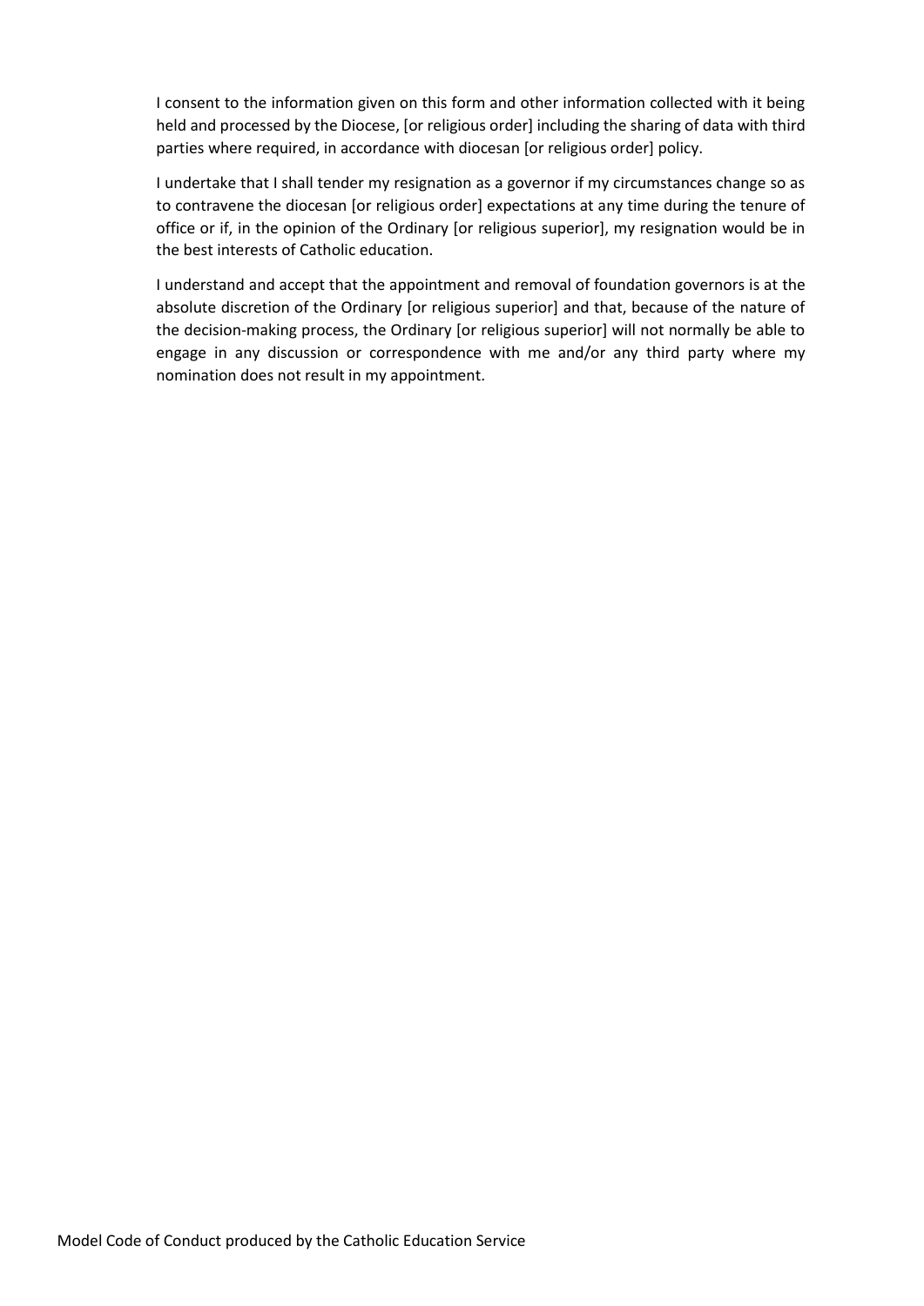I consent to the information given on this form and other information collected with it being held and processed by the Diocese, [or religious order] including the sharing of data with third parties where required, in accordance with diocesan [or religious order] policy.

I undertake that I shall tender my resignation as a governor if my circumstances change so as to contravene the diocesan [or religious order] expectations at any time during the tenure of office or if, in the opinion of the Ordinary [or religious superior], my resignation would be in the best interests of Catholic education.

I understand and accept that the appointment and removal of foundation governors is at the absolute discretion of the Ordinary [or religious superior] and that, because of the nature of the decision-making process, the Ordinary [or religious superior] will not normally be able to engage in any discussion or correspondence with me and/or any third party where my nomination does not result in my appointment.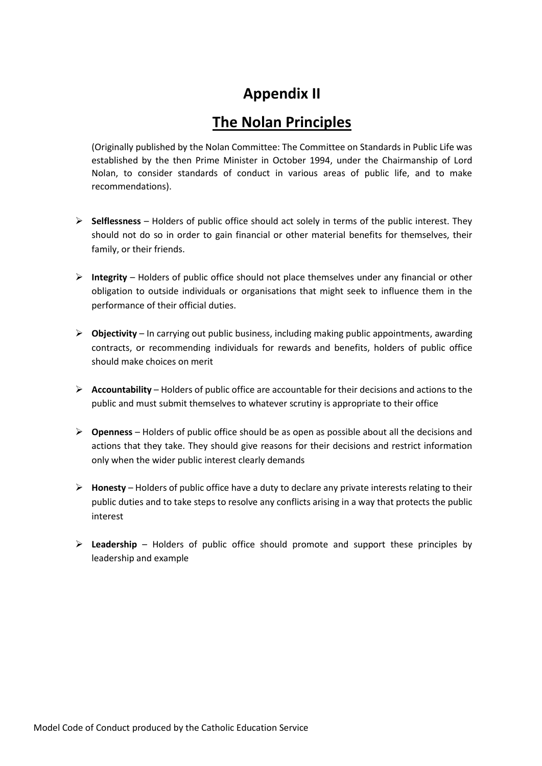# Appendix II

## The Nolan Principles

(Originally published by the Nolan Committee: The Committee on Standards in Public Life was established by the then Prime Minister in October 1994, under the Chairmanship of Lord Nolan, to consider standards of conduct in various areas of public life, and to make recommendations).

- **Selflessness** – Holders of public office should act solely in terms of the public interest. They should not do so in order to gain financial or other material benefits for themselves, their family, or their friends.
- **Integrity** – Holders of public office should not place themselves under any financial or other obligation to outside individuals or organisations that might seek to influence them in the performance of their official duties.
- **Objectivity** – In carrying out public business, including making public appointments, awarding contracts, or recommending individuals for rewards and benefits, holders of public office should make choices on merit
- **Accountability** – Holders of public office are accountable for their decisions and actions to the public and must submit themselves to whatever scrutiny is appropriate to their office
- **Openness** – Holders of public office should be as open as possible about all the decisions and actions that they take. They should give reasons for their decisions and restrict information only when the wider public interest clearly demands
- **Honesty** – Holders of public office have a duty to declare any private interests relating to their public duties and to take steps to resolve any conflicts arising in a way that protects the public interest
- **Leadership** – Holders of public office should promote and support these principles by leadership and example